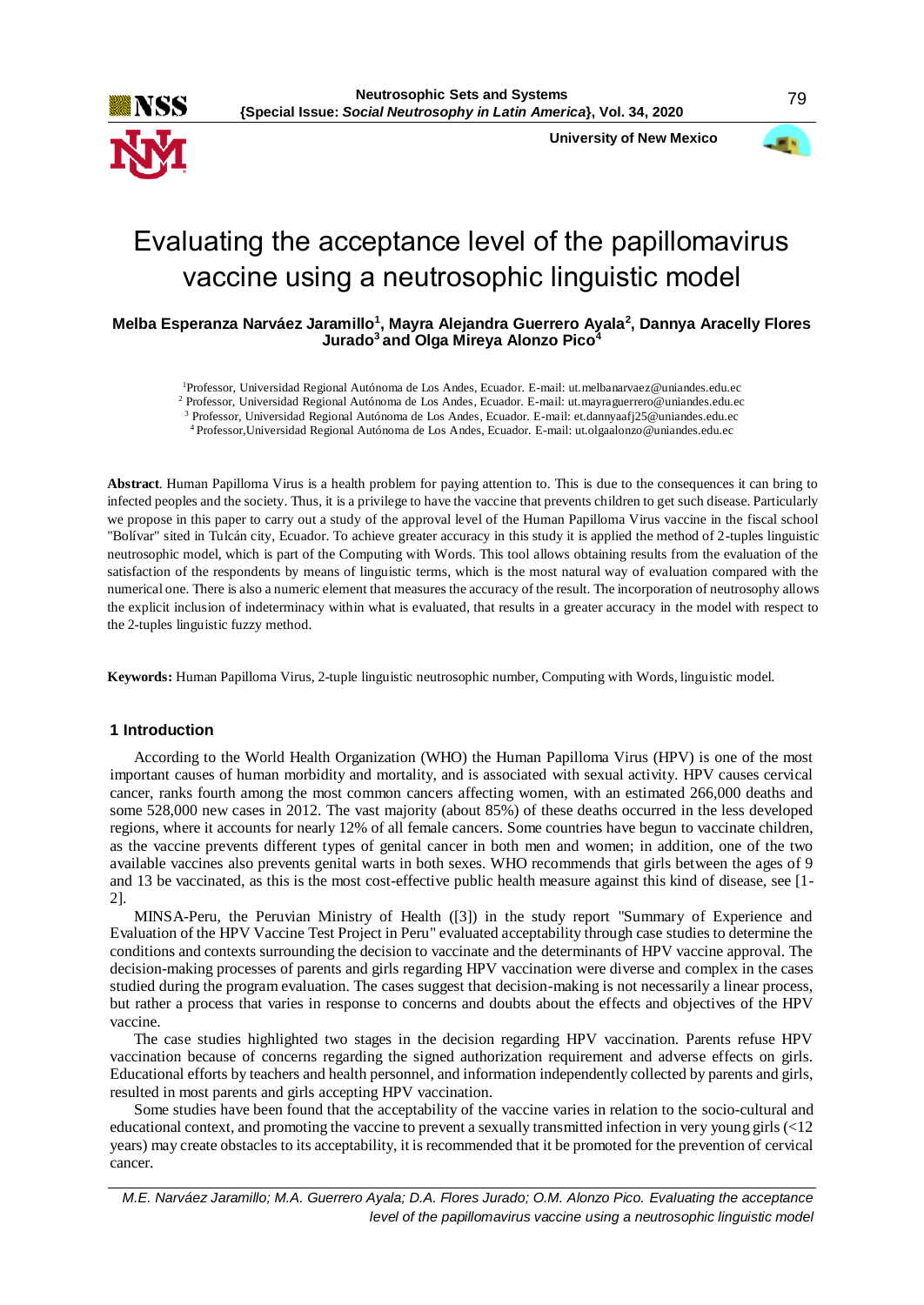# Evaluating the acceptance level of the papillomavirus vaccine using a neutrosophic linguistic model

**Melba Esperanza Narváez Jaramillo[1], Mayra Alejandra Guerrero Ayala[2], Dannya Aracelly Flores Jurado[3] and Olga Mireya Alonzo Pico[4]**

[1]Professor, Universidad Regional Autónoma de Los Andes, Ecuador. E-mail: ut.melbanarvaez@uniandes.edu.ec
[2] Professor, Universidad Regional Autónoma de Los Andes, Ecuador. E-mail: ut.mayraguerrero@uniandes.edu.ec
[3] Professor, Universidad Regional Autónoma de Los Andes, Ecuador. E-mail: et.dannyaafj25@uniandes.edu.ec
[4] Professor,Universidad Regional Autónoma de Los Andes, Ecuador. E-mail: ut.olgaalonzo@uniandes.edu.ec

**Abstract**. Human Papilloma Virus is a health problem for paying attention to. This is due to the consequences it can bring to infected peoples and the society. Thus, it is a privilege to have the vaccine that prevents children to get such disease. Particularly we propose in this paper to carry out a study of the approval level of the Human Papilloma Virus vaccine in the fiscal school "Bolívar" sited in Tulcán city, Ecuador. To achieve greater accuracy in this study it is applied the method of 2-tuples linguistic neutrosophic model, which is part of the Computing with Words. This tool allows obtaining results from the evaluation of the satisfaction of the respondents by means of linguistic terms, which is the most natural way of evaluation compared with the numerical one. There is also a numeric element that measures the accuracy of the result. The incorporation of neutrosophy allows the explicit inclusion of indeterminacy within what is evaluated, that results in a greater accuracy in the model with respect to the 2-tuples linguistic fuzzy method.

**Keywords:** Human Papilloma Virus, 2-tuple linguistic neutrosophic number, Computing with Words, linguistic model.

## 1 Introduction

According to the World Health Organization (WHO) the Human Papilloma Virus (HPV) is one of the most important causes of human morbidity and mortality, and is associated with sexual activity. HPV causes cervical cancer, ranks fourth among the most common cancers affecting women, with an estimated 266,000 deaths and some 528,000 new cases in 2012. The vast majority (about 85%) of these deaths occurred in the less developed regions, where it accounts for nearly 12% of all female cancers. Some countries have begun to vaccinate children, as the vaccine prevents different types of genital cancer in both men and women; in addition, one of the two available vaccines also prevents genital warts in both sexes. WHO recommends that girls between the ages of 9 and 13 be vaccinated, as this is the most cost-effective public health measure against this kind of disease, see [1-2].

MINSA-Peru, the Peruvian Ministry of Health ([3]) in the study report "Summary of Experience and Evaluation of the HPV Vaccine Test Project in Peru" evaluated acceptability through case studies to determine the conditions and contexts surrounding the decision to vaccinate and the determinants of HPV vaccine approval. The decision-making processes of parents and girls regarding HPV vaccination were diverse and complex in the cases studied during the program evaluation. The cases suggest that decision-making is not necessarily a linear process, but rather a process that varies in response to concerns and doubts about the effects and objectives of the HPV vaccine.

The case studies highlighted two stages in the decision regarding HPV vaccination. Parents refuse HPV vaccination because of concerns regarding the signed authorization requirement and adverse effects on girls. Educational efforts by teachers and health personnel, and information independently collected by parents and girls, resulted in most parents and girls accepting HPV vaccination.

Some studies have been found that the acceptability of the vaccine varies in relation to the socio-cultural and educational context, and promoting the vaccine to prevent a sexually transmitted infection in very young girls (<12 years) may create obstacles to its acceptability, it is recommended that it be promoted for the prevention of cervical cancer.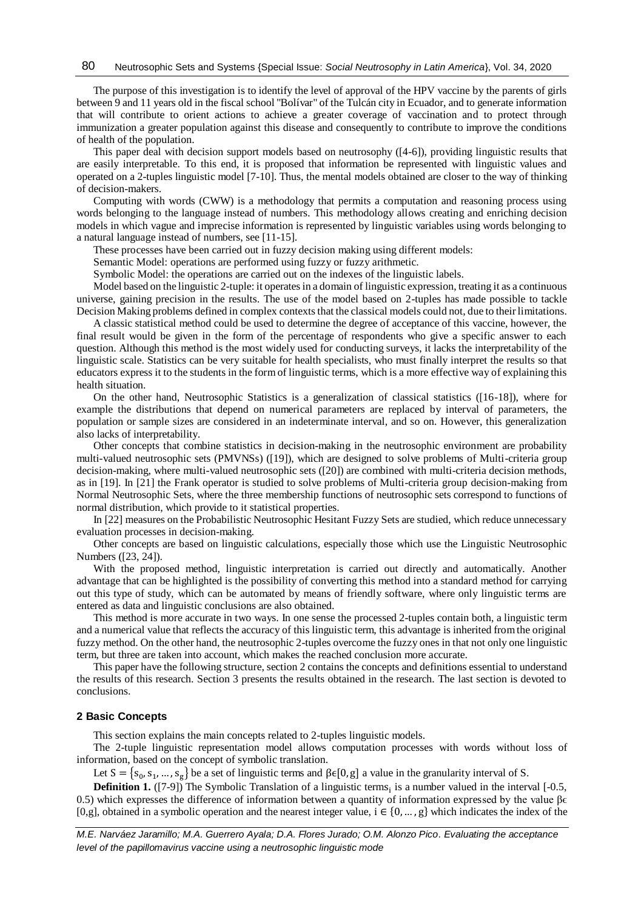The purpose of this investigation is to identify the level of approval of the HPV vaccine by the parents of girls between 9 and 11 years old in the fiscal school "Bolívar" of the Tulcán city in Ecuador, and to generate information that will contribute to orient actions to achieve a greater coverage of vaccination and to protect through immunization a greater population against this disease and consequently to contribute to improve the conditions of health of the population.

This paper deal with decision support models based on neutrosophy ([4-6]), providing linguistic results that are easily interpretable. To this end, it is proposed that information be represented with linguistic values and operated on a 2-tuples linguistic model [7-10]. Thus, the mental models obtained are closer to the way of thinking of decision-makers.

Computing with words (CWW) is a methodology that permits a computation and reasoning process using words belonging to the language instead of numbers. This methodology allows creating and enriching decision models in which vague and imprecise information is represented by linguistic variables using words belonging to a natural language instead of numbers, see [11-15].

These processes have been carried out in fuzzy decision making using different models:

Semantic Model: operations are performed using fuzzy or fuzzy arithmetic.

Symbolic Model: the operations are carried out on the indexes of the linguistic labels.

Model based on the linguistic 2-tuple: it operates in a domain of linguistic expression, treating it as a continuous universe, gaining precision in the results. The use of the model based on 2-tuples has made possible to tackle Decision Making problems defined in complex contexts that the classical models could not, due to their limitations.

A classic statistical method could be used to determine the degree of acceptance of this vaccine, however, the final result would be given in the form of the percentage of respondents who give a specific answer to each question. Although this method is the most widely used for conducting surveys, it lacks the interpretability of the linguistic scale. Statistics can be very suitable for health specialists, who must finally interpret the results so that educators express it to the students in the form of linguistic terms, which is a more effective way of explaining this health situation.

On the other hand, Neutrosophic Statistics is a generalization of classical statistics ([16-18]), where for example the distributions that depend on numerical parameters are replaced by interval of parameters, the population or sample sizes are considered in an indeterminate interval, and so on. However, this generalization also lacks of interpretability.

Other concepts that combine statistics in decision-making in the neutrosophic environment are probability multi-valued neutrosophic sets (PMVNSs) ([19]), which are designed to solve problems of Multi-criteria group decision-making, where multi-valued neutrosophic sets ([20]) are combined with multi-criteria decision methods, as in [19]. In [21] the Frank operator is studied to solve problems of Multi-criteria group decision-making from Normal Neutrosophic Sets, where the three membership functions of neutrosophic sets correspond to functions of normal distribution, which provide to it statistical properties.

In [22] measures on the Probabilistic Neutrosophic Hesitant Fuzzy Sets are studied, which reduce unnecessary evaluation processes in decision-making.

Other concepts are based on linguistic calculations, especially those which use the Linguistic Neutrosophic Numbers ([23, 24]).

With the proposed method, linguistic interpretation is carried out directly and automatically. Another advantage that can be highlighted is the possibility of converting this method into a standard method for carrying out this type of study, which can be automated by means of friendly software, where only linguistic terms are entered as data and linguistic conclusions are also obtained.

This method is more accurate in two ways. In one sense the processed 2-tuples contain both, a linguistic term and a numerical value that reflects the accuracy of this linguistic term, this advantage is inherited from the original fuzzy method. On the other hand, the neutrosophic 2-tuples overcome the fuzzy ones in that not only one linguistic term, but three are taken into account, which makes the reached conclusion more accurate.

This paper have the following structure, section 2 contains the concepts and definitions essential to understand the results of this research. Section 3 presents the results obtained in the research. The last section is devoted to conclusions.

## 2 Basic Concepts

This section explains the main concepts related to 2-tuples linguistic models.

The 2-tuple linguistic representation model allows computation processes with words without loss of information, based on the concept of symbolic translation.

Let $S = \{s_0, s_1, \dots, s_g\}$ be a set of linguistic terms and $\beta \epsilon [0, g]$ a value in the granularity interval of S.

**Definition 1.** ([7-9]) The Symbolic Translation of a linguistic terms$_i$ is a number valued in the interval [-0.5, 0.5) which expresses the difference of information between a quantity of information expressed by the value $\beta \epsilon$ [0,g], obtained in a symbolic operation and the nearest integer value, $i \in \{0, \dots, g\}$ which indicates the index of the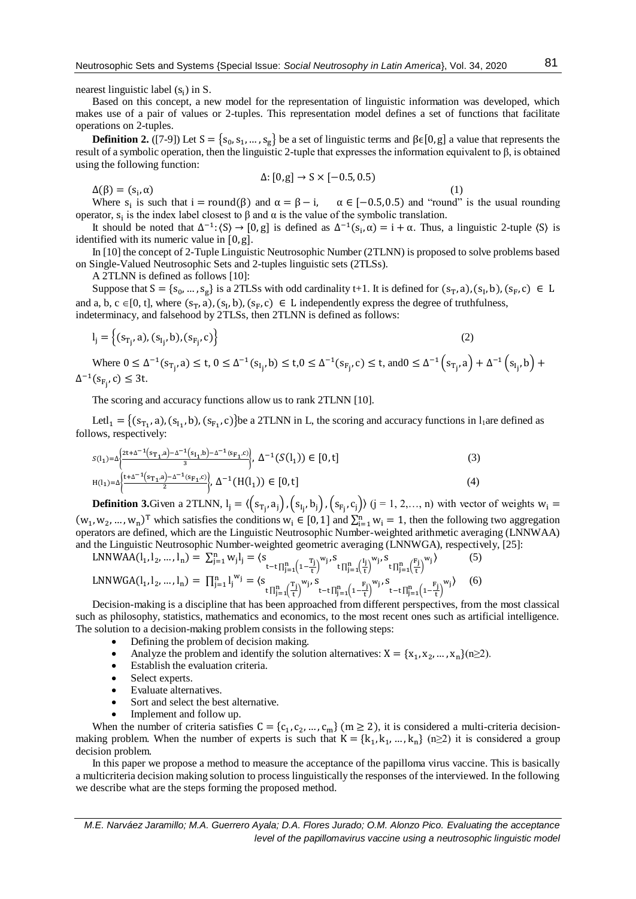nearest linguistic label ($s_i$) in S.

Based on this concept, a new model for the representation of linguistic information was developed, which makes use of a pair of values or 2-tuples. This representation model defines a set of functions that facilitate operations on 2-tuples.

**Definition 2.** ([7-9]) Let $S = \{s_0, s_1, \dots, s_g\}$ be a set of linguistic terms and $\beta \in [0, g]$ a value that represents the result of a symbolic operation, then the linguistic 2-tuple that expresses the information equivalent to β, is obtained using the following function:

$$\Delta: [0, g] \to S \times [-0.5, 0.5)$$

$$\Delta(\beta) = (s_i, \alpha) \tag{1}$$

Where $s_i$ is such that $i = \text{round}(\beta)$ and $\alpha = \beta - i$, $\alpha \in [-0.5, 0.5)$ and "round" is the usual rounding operator, $s_i$ is the index label closest to β and α is the value of the symbolic translation.

It should be noted that $\Delta^{-1}: \langle S \rangle \to [0, g]$ is defined as $\Delta^{-1}(s_i, \alpha) = i + \alpha$. Thus, a linguistic 2-tuple $\langle S \rangle$ is identified with its numeric value in $[0, g]$.

In [10] the concept of 2-Tuple Linguistic Neutrosophic Number (2TLNN) is proposed to solve problems based on Single-Valued Neutrosophic Sets and 2-tuples linguistic sets (2TLSs).

A 2TLNN is defined as follows [10]:

Suppose that $S = \{s_0, \dots, s_g\}$ is a 2TLSs with odd cardinality t+1. It is defined for $(s_T, a), (s_I, b), (s_F, c) \in L$ and a, b, c $\in [0, t]$, where $(s_T, a), (s_I, b), (s_F, c) \in L$ independently express the degree of truthfulness, indeterminacy, and falsehood by 2TLSs, then 2TLNN is defined as follows:

$$l_j = \left\{(s_{T_j}, a), (s_{I_j}, b), (s_{F_j}, c)\right\} \tag{2}$$

Where $0 \le \Delta^{-1}(s_{T_j}, a) \le t$, $0 \le \Delta^{-1}(s_{I_j}, b) \le t$, $0 \le \Delta^{-1}(s_{F_j}, c) \le t$, and $0 \le \Delta^{-1}\left(s_{T_j}, a\right) + \Delta^{-1}\left(s_{I_j}, b\right) + \Delta^{-1}(s_{F_j}, c) \le 3t$.

The scoring and accuracy functions allow us to rank 2TLNN [10].

Let $l_1 = \{(s_{T_1}, a), (s_{I_1}, b), (s_{F_1}, c)\}$ be a 2TLNN in L, the scoring and accuracy functions in $l_1$ are defined as follows, respectively:

$$S(l_1) = \Delta\left\{\frac{2t + \Delta^{-1}(s_{T_1}, a) - \Delta^{-1}(s_{I_1}, b) - \Delta^{-1}(s_{F_1}, c)}{3}\right\},\ \Delta^{-1}(S(l_1)) \in [0, t] \tag{3}$$

$$H(l_1) = \Delta\left\{\frac{t + \Delta^{-1}(s_{T_1}, a) - \Delta^{-1}(s_{F_1}, c)}{2}\right\},\ \Delta^{-1}(H(l_1)) \in [0, t] \tag{4}$$

**Definition 3.** Given a 2TLNN, $l_j = \langle (s_{T_j}, a_j), (s_{I_j}, b_j), (s_{F_j}, c_j) \rangle$ (j = 1, 2,…, n) with vector of weights $w_i = (w_1, w_2, \dots, w_n)^T$ which satisfies the conditions $w_i \in [0, 1]$ and $\sum_{i=1}^{n} w_i = 1$, then the following two aggregation operators are defined, which are the Linguistic Neutrosophic Number-weighted arithmetic averaging (LNNWAA) and the Linguistic Neutrosophic Number-weighted geometric averaging (LNNWGA), respectively, [25]:

$$\text{LNNWAA}(l_1, l_2, \dots, l_n) = \sum_{j=1}^{n} w_j l_j = \langle s_{t - t\prod_{j=1}^{n}\left(1 - \frac{T_j}{t}\right)^{w_j}}, s_{t\prod_{j=1}^{n}\left(\frac{I_j}{t}\right)^{w_j}}, s_{t\prod_{j=1}^{n}\left(\frac{F_j}{t}\right)^{w_j}} \rangle \tag{5}$$

$$\text{LNNWGA}(l_1, l_2, \dots, l_n) = \prod_{j=1}^{n} l_j^{w_j} = \langle s_{t\prod_{j=1}^{n}\left(\frac{T_j}{t}\right)^{w_j}}, s_{t - t\prod_{j=1}^{n}\left(1 - \frac{I_j}{t}\right)^{w_j}}, s_{t - t\prod_{j=1}^{n}\left(1 - \frac{F_j}{t}\right)^{w_j}} \rangle \tag{6}$$

Decision-making is a discipline that has been approached from different perspectives, from the most classical such as philosophy, statistics, mathematics and economics, to the most recent ones such as artificial intelligence. The solution to a decision-making problem consists in the following steps:

- Defining the problem of decision making.
- Analyze the problem and identify the solution alternatives: $X = \{x_1, x_2, \dots, x_n\}$ (n≥2).
- Establish the evaluation criteria.
- Select experts.
- Evaluate alternatives.
- Sort and select the best alternative.
- Implement and follow up.

When the number of criteria satisfies $C = \{c_1, c_2, \dots, c_m\}$ $(m \ge 2)$, it is considered a multi-criteria decision-making problem. When the number of experts is such that $K = \{k_1, k_1, \dots, k_n\}$ (n≥2) it is considered a group decision problem.

In this paper we propose a method to measure the acceptance of the papilloma virus vaccine. This is basically a multicriteria decision making solution to process linguistically the responses of the interviewed. In the following we describe what are the steps forming the proposed method.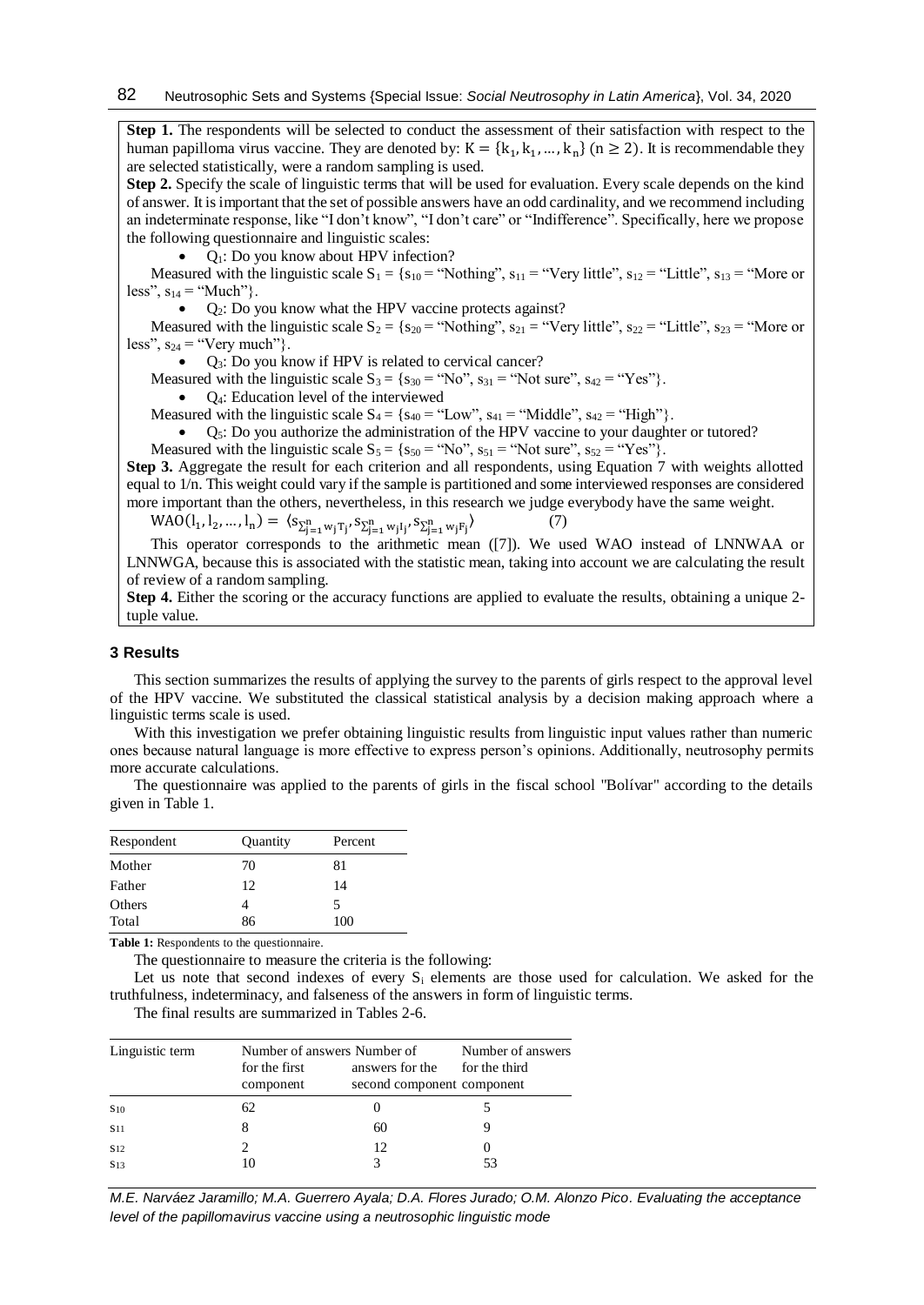**Step 1.** The respondents will be selected to conduct the assessment of their satisfaction with respect to the human papilloma virus vaccine. They are denoted by: $K = \{k_1, k_1, \dots, k_n\}$ $(n \geq 2)$. It is recommendable they are selected statistically, were a random sampling is used.

**Step 2.** Specify the scale of linguistic terms that will be used for evaluation. Every scale depends on the kind of answer. It is important that the set of possible answers have an odd cardinality, and we recommend including an indeterminate response, like "I don't know", "I don't care" or "Indifference". Specifically, here we propose the following questionnaire and linguistic scales:

- $Q_1$: Do you know about HPV infection?

Measured with the linguistic scale $S_1 = \{s_{10}$ = "Nothing", $s_{11}$ = "Very little", $s_{12}$ = "Little", $s_{13}$ = "More or less", $s_{14}$ = "Much"$\}$.

- $Q_2$: Do you know what the HPV vaccine protects against?

Measured with the linguistic scale $S_2 = \{s_{20}$ = "Nothing", $s_{21}$ = "Very little", $s_{22}$ = "Little", $s_{23}$ = "More or less", $s_{24}$ = "Very much"$\}$.

- $Q_3$: Do you know if HPV is related to cervical cancer?

Measured with the linguistic scale $S_3 = \{s_{30}$ = "No", $s_{31}$ = "Not sure", $s_{42}$ = "Yes"$\}$.

- $Q_4$: Education level of the interviewed

Measured with the linguistic scale $S_4 = \{s_{40}$ = "Low", $s_{41}$ = "Middle", $s_{42}$ = "High"$\}$.

- $Q_5$: Do you authorize the administration of the HPV vaccine to your daughter or tutored?

Measured with the linguistic scale $S_5 = \{s_{50}$ = "No", $s_{51}$ = "Not sure", $s_{52}$ = "Yes"$\}$.

**Step 3.** Aggregate the result for each criterion and all respondents, using Equation 7 with weights allotted equal to 1/n. This weight could vary if the sample is partitioned and some interviewed responses are considered more important than the others, nevertheless, in this research we judge everybody have the same weight.

$$WAO(l_1, l_2, \dots, l_n) = \langle s_{\sum_{j=1}^{n} w_j T_j}, s_{\sum_{j=1}^{n} w_j I_j}, s_{\sum_{j=1}^{n} w_j F_j} \rangle \qquad (7)$$

This operator corresponds to the arithmetic mean ([7]). We used WAO instead of LNNWAA or LNNWGA, because this is associated with the statistic mean, taking into account we are calculating the result of review of a random sampling.

**Step 4.** Either the scoring or the accuracy functions are applied to evaluate the results, obtaining a unique 2-tuple value.

## 3 Results

This section summarizes the results of applying the survey to the parents of girls respect to the approval level of the HPV vaccine. We substituted the classical statistical analysis by a decision making approach where a linguistic terms scale is used.

With this investigation we prefer obtaining linguistic results from linguistic input values rather than numeric ones because natural language is more effective to express person's opinions. Additionally, neutrosophy permits more accurate calculations.

The questionnaire was applied to the parents of girls in the fiscal school "Bolívar" according to the details given in Table 1.

| Respondent | Quantity | Percent |
|---|---|---|
| Mother | 70 | 81 |
| Father | 12 | 14 |
| Others | 4 | 5 |
| Total | 86 | 100 |

**Table 1:** Respondents to the questionnaire.

The questionnaire to measure the criteria is the following:

Let us note that second indexes of every $S_i$ elements are those used for calculation. We asked for the truthfulness, indeterminacy, and falseness of the answers in form of linguistic terms.

The final results are summarized in Tables 2-6.

| Linguistic term | Number of answers for the first component | Number of answers for the second component | Number of answers for the third component |
|---|---|---|---|
| $s_{10}$ | 62 | 0 | 5 |
| $s_{11}$ | 8 | 60 | 9 |
| $s_{12}$ | 2 | 12 | 0 |
| $s_{13}$ | 10 | 3 | 53 |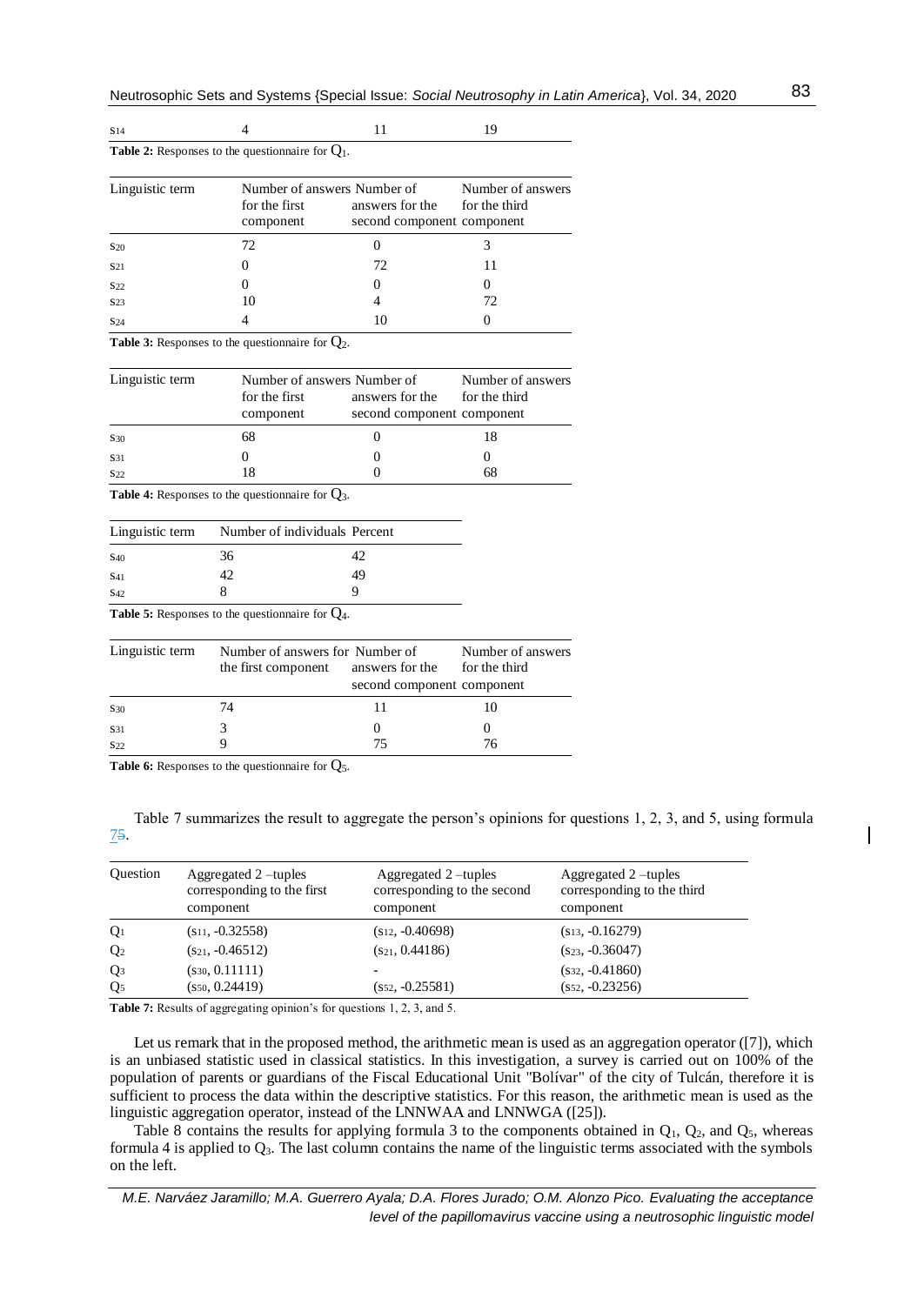| | | | |
|---|---|---|---|
| $s_{14}$ | 4 | 11 | 19 |

**Table 2:** Responses to the questionnaire for $Q_1$.

| Linguistic term | Number of answers for the first component | Number of answers for the second component | Number of answers for the third component |
|---|---|---|---|
| $s_{20}$ | 72 | 0 | 3 |
| $s_{21}$ | 0 | 72 | 11 |
| $s_{22}$ | 0 | 0 | 0 |
| $s_{23}$ | 10 | 4 | 72 |
| $s_{24}$ | 4 | 10 | 0 |

**Table 3:** Responses to the questionnaire for $Q_2$.

| Linguistic term | Number of answers for the first component | Number of answers for the second component | Number of answers for the third component |
|---|---|---|---|
| $s_{30}$ | 68 | 0 | 18 |
| $s_{31}$ | 0 | 0 | 0 |
| $s_{22}$ | 18 | 0 | 68 |

**Table 4:** Responses to the questionnaire for $Q_3$.

| Linguistic term | Number of individuals | Percent |
|---|---|---|
| $s_{40}$ | 36 | 42 |
| $s_{41}$ | 42 | 49 |
| $s_{42}$ | 8 | 9 |

**Table 5:** Responses to the questionnaire for $Q_4$.

| Linguistic term | Number of answers for the first component | Number of answers for the second component | Number of answers for the third component |
|---|---|---|---|
| $s_{30}$ | 74 | 11 | 10 |
| $s_{31}$ | 3 | 0 | 0 |
| $s_{22}$ | 9 | 75 | 76 |

**Table 6:** Responses to the questionnaire for $Q_5$.

Table 7 summarizes the result to aggregate the person's opinions for questions 1, 2, 3, and 5, using formula 75.

| Question | Aggregated 2 –tuples corresponding to the first component | Aggregated 2 –tuples corresponding to the second component | Aggregated 2 –tuples corresponding to the third component |
|---|---|---|---|
| $Q_1$ | $(s_{11}, -0.32558)$ | $(s_{12}, -0.40698)$ | $(s_{13}, -0.16279)$ |
| $Q_2$ | $(s_{21}, -0.46512)$ | $(s_{21}, 0.44186)$ | $(s_{23}, -0.36047)$ |
| $Q_3$ | $(s_{30}, 0.11111)$ | - | $(s_{32}, -0.41860)$ |
| $Q_5$ | $(s_{50}, 0.24419)$ | $(s_{52}, -0.25581)$ | $(s_{52}, -0.23256)$ |

**Table 7:** Results of aggregating opinion's for questions 1, 2, 3, and 5.

Let us remark that in the proposed method, the arithmetic mean is used as an aggregation operator ([7]), which is an unbiased statistic used in classical statistics. In this investigation, a survey is carried out on 100% of the population of parents or guardians of the Fiscal Educational Unit "Bolívar" of the city of Tulcán, therefore it is sufficient to process the data within the descriptive statistics. For this reason, the arithmetic mean is used as the linguistic aggregation operator, instead of the LNNWAA and LNNWGA ([25]).

Table 8 contains the results for applying formula 3 to the components obtained in $Q_1$, $Q_2$, and $Q_5$, whereas formula 4 is applied to $Q_3$. The last column contains the name of the linguistic terms associated with the symbols on the left.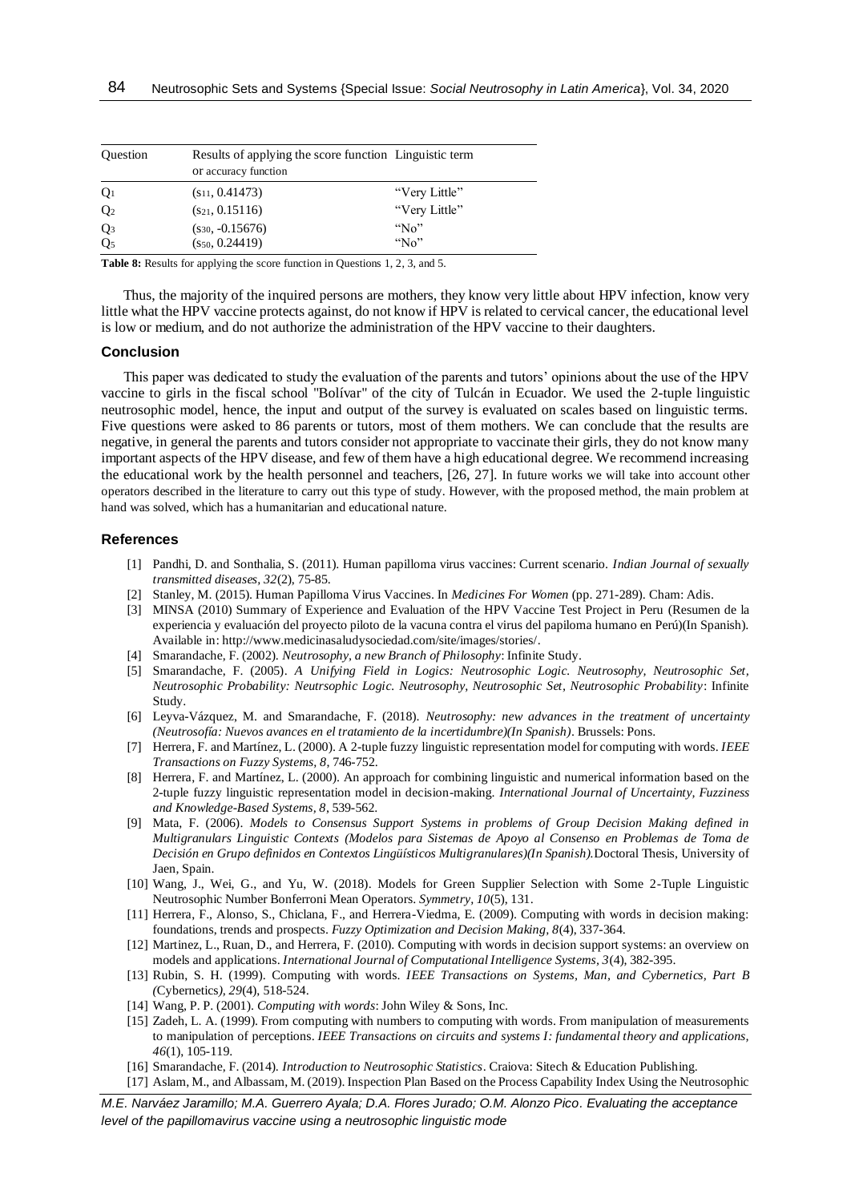| Question | Results of applying the score function or accuracy function | Linguistic term |
|---|---|---|
| $Q_1$ | $(s_{11}, 0.41473)$ | "Very Little" |
| $Q_2$ | $(s_{21}, 0.15116)$ | "Very Little" |
| $Q_3$ | $(s_{30}, -0.15676)$ | "No" |
| $Q_5$ | $(s_{50}, 0.24419)$ | "No" |

**Table 8:** Results for applying the score function in Questions 1, 2, 3, and 5.

Thus, the majority of the inquired persons are mothers, they know very little about HPV infection, know very little what the HPV vaccine protects against, do not know if HPV is related to cervical cancer, the educational level is low or medium, and do not authorize the administration of the HPV vaccine to their daughters.

## Conclusion

This paper was dedicated to study the evaluation of the parents and tutors' opinions about the use of the HPV vaccine to girls in the fiscal school "Bolívar" of the city of Tulcán in Ecuador. We used the 2-tuple linguistic neutrosophic model, hence, the input and output of the survey is evaluated on scales based on linguistic terms. Five questions were asked to 86 parents or tutors, most of them mothers. We can conclude that the results are negative, in general the parents and tutors consider not appropriate to vaccinate their girls, they do not know many important aspects of the HPV disease, and few of them have a high educational degree. We recommend increasing the educational work by the health personnel and teachers, [26, 27]. In future works we will take into account other operators described in the literature to carry out this type of study. However, with the proposed method, the main problem at hand was solved, which has a humanitarian and educational nature.

## References

[1] Pandhi, D. and Sonthalia, S. (2011). Human papilloma virus vaccines: Current scenario. *Indian Journal of sexually transmitted diseases*, *32*(2), 75-85.

[2] Stanley, M. (2015). Human Papilloma Virus Vaccines. In *Medicines For Women* (pp. 271-289). Cham: Adis.

[3] MINSA (2010) Summary of Experience and Evaluation of the HPV Vaccine Test Project in Peru (Resumen de la experiencia y evaluación del proyecto piloto de la vacuna contra el virus del papiloma humano en Perú)(In Spanish). Available in: http://www.medicinasaludysociedad.com/site/images/stories/.

[4] Smarandache, F. (2002). *Neutrosophy, a new Branch of Philosophy*: Infinite Study.

[5] Smarandache, F. (2005). *A Unifying Field in Logics: Neutrosophic Logic. Neutrosophy, Neutrosophic Set, Neutrosophic Probability: Neutrsophic Logic. Neutrosophy, Neutrosophic Set, Neutrosophic Probability*: Infinite Study.

[6] Leyva-Vázquez, M. and Smarandache, F. (2018). *Neutrosophy: new advances in the treatment of uncertainty (Neutrosofía: Nuevos avances en el tratamiento de la incertidumbre)(In Spanish)*. Brussels: Pons.

[7] Herrera, F. and Martínez, L. (2000). A 2-tuple fuzzy linguistic representation model for computing with words. *IEEE Transactions on Fuzzy Systems*, *8*, 746-752.

[8] Herrera, F. and Martínez, L. (2000). An approach for combining linguistic and numerical information based on the 2-tuple fuzzy linguistic representation model in decision-making. *International Journal of Uncertainty, Fuzziness and Knowledge-Based Systems*, *8*, 539-562.

[9] Mata, F. (2006). *Models to Consensus Support Systems in problems of Group Decision Making defined in Multigranulars Linguistic Contexts (Modelos para Sistemas de Apoyo al Consenso en Problemas de Toma de Decisión en Grupo definidos en Contextos Lingüísticos Multigranulares)(In Spanish).* Doctoral Thesis, University of Jaen, Spain.

[10] Wang, J., Wei, G., and Yu, W. (2018). Models for Green Supplier Selection with Some 2-Tuple Linguistic Neutrosophic Number Bonferroni Mean Operators. *Symmetry*, *10*(5), 131.

[11] Herrera, F., Alonso, S., Chiclana, F., and Herrera-Viedma, E. (2009). Computing with words in decision making: foundations, trends and prospects. *Fuzzy Optimization and Decision Making*, *8*(4), 337-364.

[12] Martinez, L., Ruan, D., and Herrera, F. (2010). Computing with words in decision support systems: an overview on models and applications. *International Journal of Computational Intelligence Systems*, *3*(4), 382-395.

[13] Rubin, S. H. (1999). Computing with words. *IEEE Transactions on Systems, Man, and Cybernetics, Part B (*Cybernetics*)*, *29*(4), 518-524.

[14] Wang, P. P. (2001). *Computing with words*: John Wiley & Sons, Inc.

[15] Zadeh, L. A. (1999). From computing with numbers to computing with words. From manipulation of measurements to manipulation of perceptions. *IEEE Transactions on circuits and systems I: fundamental theory and applications*, *46*(1), 105-119.

[16] Smarandache, F. (2014). *Introduction to Neutrosophic Statistics*. Craiova: Sitech & Education Publishing.

[17] Aslam, M., and Albassam, M. (2019). Inspection Plan Based on the Process Capability Index Using the Neutrosophic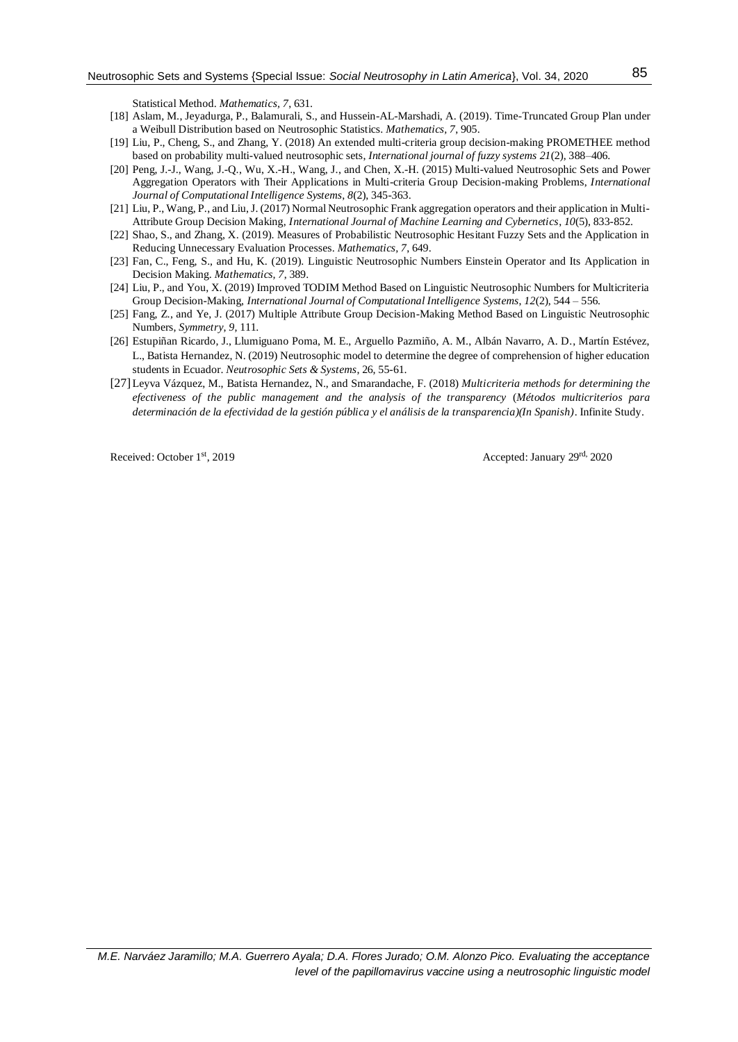Statistical Method. *Mathematics, 7*, 631.

[18] Aslam, M., Jeyadurga, P., Balamurali, S., and Hussein-AL-Marshadi, A. (2019). Time-Truncated Group Plan under a Weibull Distribution based on Neutrosophic Statistics. *Mathematics, 7*, 905.

[19] Liu, P., Cheng, S., and Zhang, Y. (2018) An extended multi-criteria group decision-making PROMETHEE method based on probability multi-valued neutrosophic sets, *International journal of fuzzy systems 21*(2), 388–406.

[20] Peng, J.-J., Wang, J.-Q., Wu, X.-H., Wang, J., and Chen, X.-H. (2015) Multi-valued Neutrosophic Sets and Power Aggregation Operators with Their Applications in Multi-criteria Group Decision-making Problems, *International Journal of Computational Intelligence Systems*, *8*(2), 345-363.

[21] Liu, P., Wang, P., and Liu, J. (2017) Normal Neutrosophic Frank aggregation operators and their application in Multi-Attribute Group Decision Making, *International Journal of Machine Learning and Cybernetics*, *10*(5), 833-852.

[22] Shao, S., and Zhang, X. (2019). Measures of Probabilistic Neutrosophic Hesitant Fuzzy Sets and the Application in Reducing Unnecessary Evaluation Processes. *Mathematics, 7*, 649.

[23] Fan, C., Feng, S., and Hu, K. (2019). Linguistic Neutrosophic Numbers Einstein Operator and Its Application in Decision Making. *Mathematics, 7*, 389.

[24] Liu, P., and You, X. (2019) Improved TODIM Method Based on Linguistic Neutrosophic Numbers for Multicriteria Group Decision-Making, *International Journal of Computational Intelligence Systems*, *12*(2), 544 – 556.

[25] Fang, Z., and Ye, J. (2017) Multiple Attribute Group Decision-Making Method Based on Linguistic Neutrosophic Numbers, *Symmetry, 9*, 111.

[26] Estupiñan Ricardo, J., Llumiguano Poma, M. E., Arguello Pazmiño, A. M., Albán Navarro, A. D., Martín Estévez, L., Batista Hernandez, N. (2019) Neutrosophic model to determine the degree of comprehension of higher education students in Ecuador. *Neutrosophic Sets & Systems*, 26, 55-61.

[27] Leyva Vázquez, M., Batista Hernandez, N., and Smarandache, F. (2018) *Multicriteria methods for determining the efectiveness of the public management and the analysis of the transparency* (*Métodos multicriterios para determinación de la efectividad de la gestión pública y el análisis de la transparencia)(In Spanish)*. Infinite Study.

Received: October 1st, 2019 Accepted: January 29rd, 2020